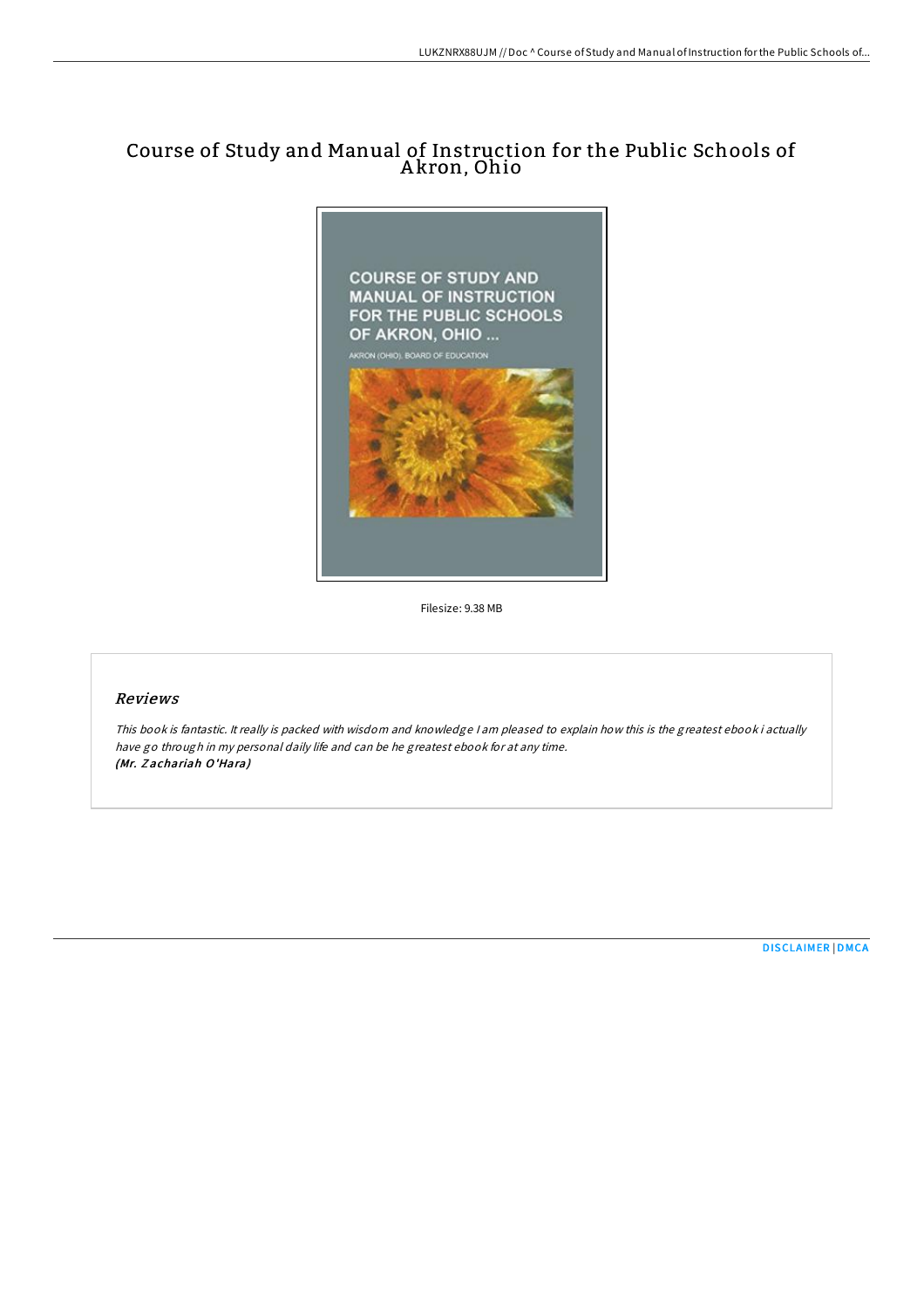# Course of Study and Manual of Instruction for the Public Schools of Akron, Ohio

Filesize: 9.38 MB

## *Reviews*

*This book is fantastic. It really is packed with wisdom and knowledge I am pleased to explain how this is the greatest ebook i actually have go through in my personal daily life and can be he greatest ebook for at any time.*
***(Mr. Zachariah O'Hara)***

DISCLAIMER | DMCA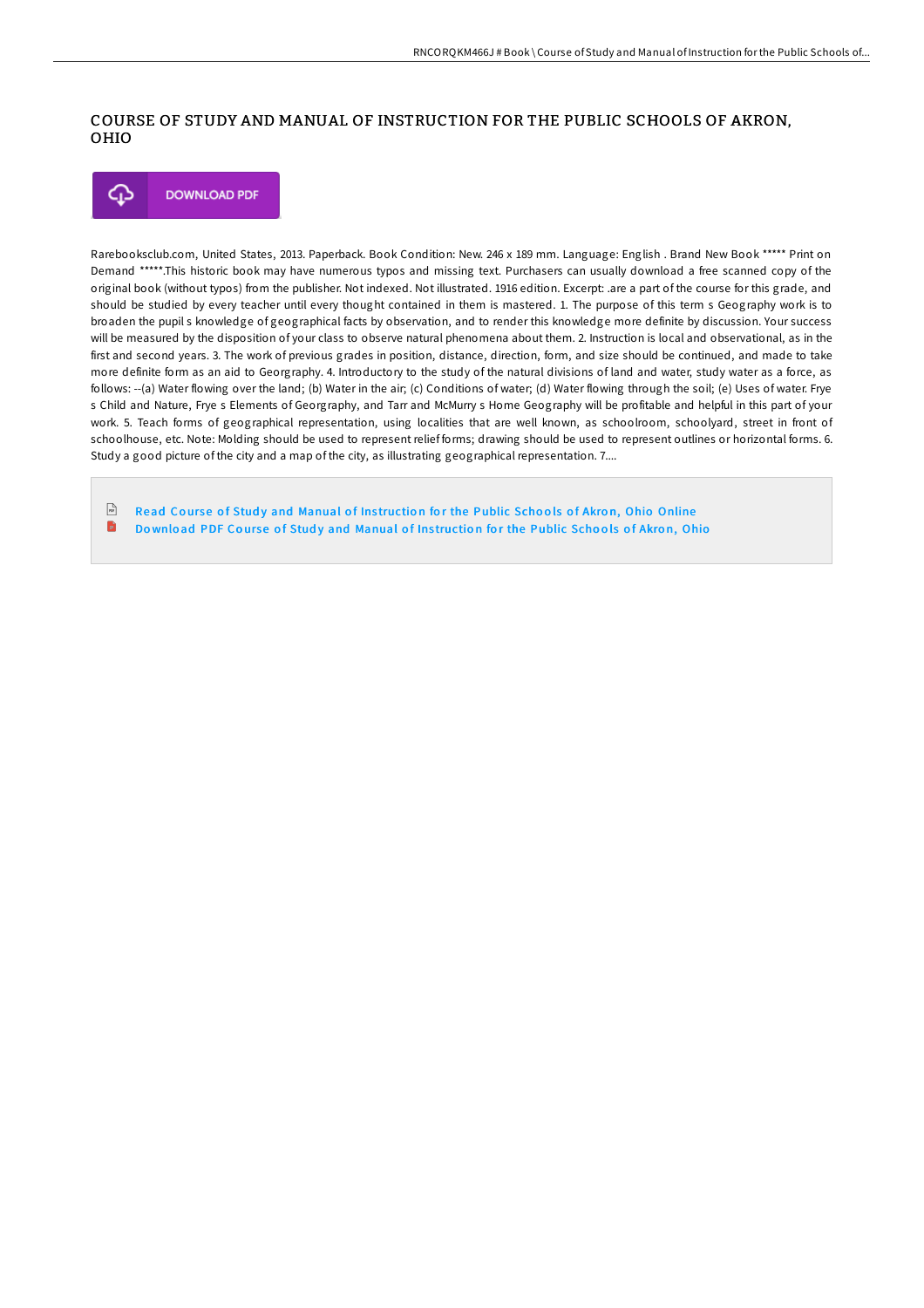# COURSE OF STUDY AND MANUAL OF INSTRUCTION FOR THE PUBLIC SCHOOLS OF AKRON, OHIO

DOWNLOAD PDF

Rarebooksclub.com, United States, 2013. Paperback. Book Condition: New. 246 x 189 mm. Language: English . Brand New Book ***** Print on Demand *****.This historic book may have numerous typos and missing text. Purchasers can usually download a free scanned copy of the original book (without typos) from the publisher. Not indexed. Not illustrated. 1916 edition. Excerpt: .are a part of the course for this grade, and should be studied by every teacher until every thought contained in them is mastered. 1. The purpose of this term s Geography work is to broaden the pupil s knowledge of geographical facts by observation, and to render this knowledge more definite by discussion. Your success will be measured by the disposition of your class to observe natural phenomena about them. 2. Instruction is local and observational, as in the first and second years. 3. The work of previous grades in position, distance, direction, form, and size should be continued, and made to take more definite form as an aid to Georgraphy. 4. Introductory to the study of the natural divisions of land and water, study water as a force, as follows: --(a) Water flowing over the land; (b) Water in the air; (c) Conditions of water; (d) Water flowing through the soil; (e) Uses of water. Frye s Child and Nature, Frye s Elements of Georgraphy, and Tarr and McMurry s Home Geography will be profitable and helpful in this part of your work. 5. Teach forms of geographical representation, using localities that are well known, as schoolroom, schoolyard, street in front of schoolhouse, etc. Note: Molding should be used to represent relief forms; drawing should be used to represent outlines or horizontal forms. 6. Study a good picture of the city and a map of the city, as illustrating geographical representation. 7....

- Read Course of Study and Manual of Instruction for the Public Schools of Akron, Ohio Online
- Download PDF Course of Study and Manual of Instruction for the Public Schools of Akron, Ohio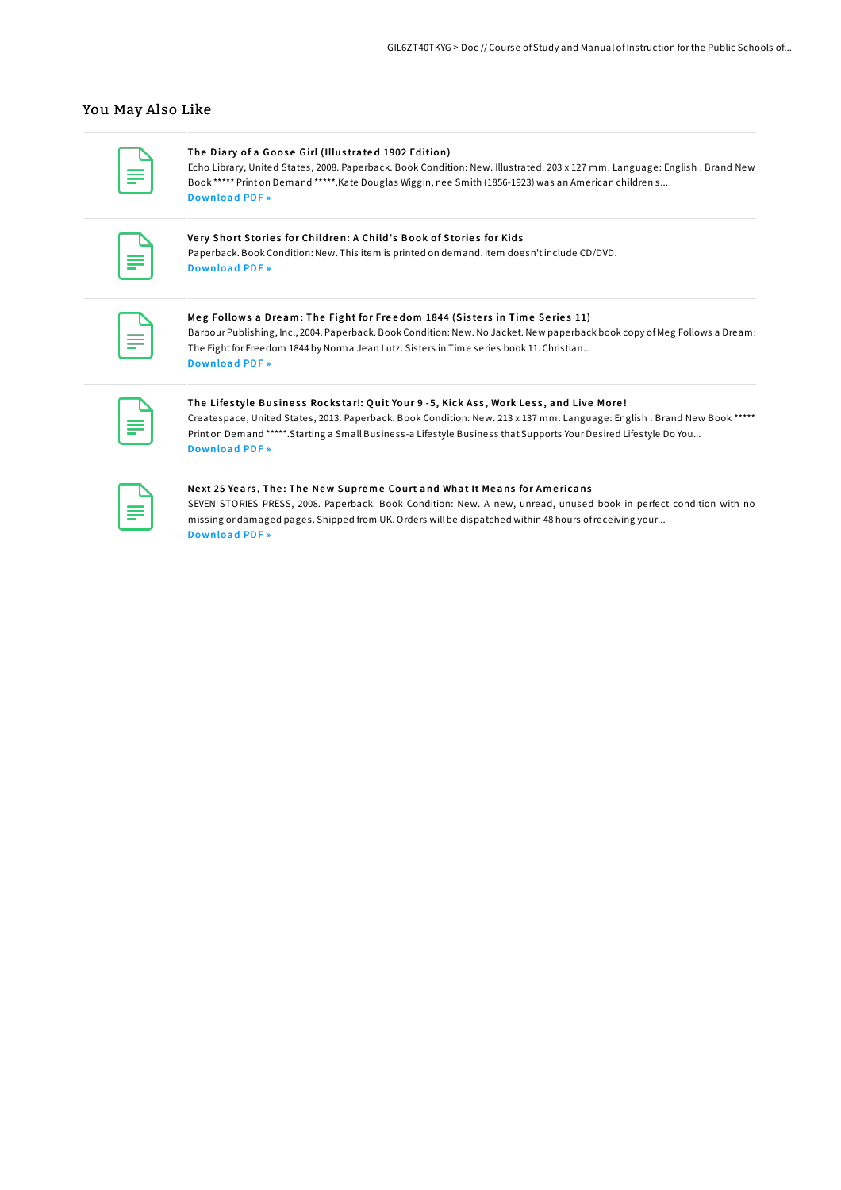## You May Also Like

**The Diary of a Goose Girl (Illustrated 1902 Edition)**

Echo Library, United States, 2008. Paperback. Book Condition: New. Illustrated. 203 x 127 mm. Language: English . Brand New Book ***** Print on Demand *****.Kate Douglas Wiggin, nee Smith (1856-1923) was an American children s...

Download PDF »

**Very Short Stories for Children: A Child's Book of Stories for Kids**

Paperback. Book Condition: New. This item is printed on demand. Item doesn't include CD/DVD.

Download PDF »

**Meg Follows a Dream: The Fight for Freedom 1844 (Sisters in Time Series 11)**

Barbour Publishing, Inc., 2004. Paperback. Book Condition: New. No Jacket. New paperback book copy of Meg Follows a Dream: The Fight for Freedom 1844 by Norma Jean Lutz. Sisters in Time series book 11. Christian...

Download PDF »

**The Lifestyle Business Rockstar!: Quit Your 9 -5, Kick Ass, Work Less, and Live More!**

Createspace, United States, 2013. Paperback. Book Condition: New. 213 x 137 mm. Language: English . Brand New Book ***** Print on Demand *****.Starting a Small Business-a Lifestyle Business that Supports Your Desired Lifestyle Do You...

Download PDF »

**Next 25 Years, The: The New Supreme Court and What It Means for Americans**

SEVEN STORIES PRESS, 2008. Paperback. Book Condition: New. A new, unread, unused book in perfect condition with no missing or damaged pages. Shipped from UK. Orders will be dispatched within 48 hours of receiving your...

Download PDF »